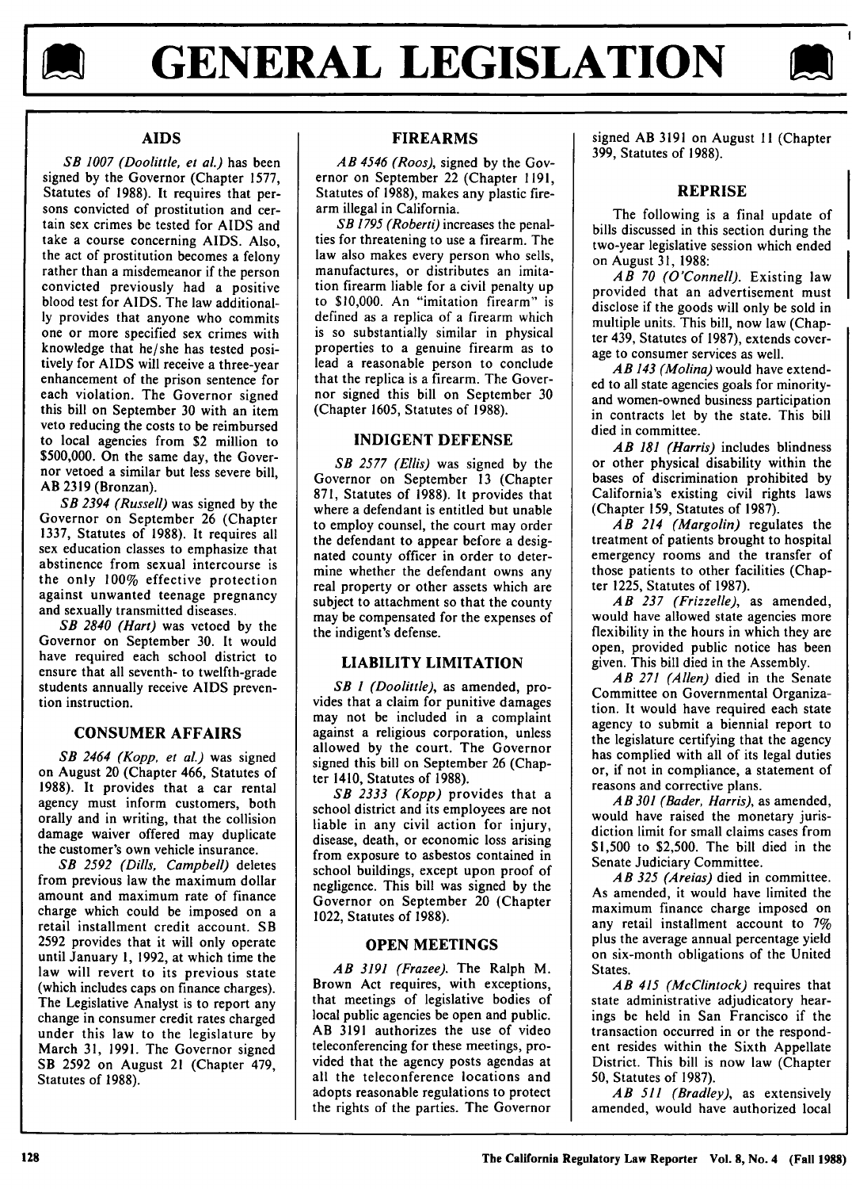# GENERAL LEGISLATION

## AIDS

*SB 1007 (Doolittle, et al.)* has been signed by the Governor (Chapter 1577, Statutes of 1988). It requires that persons convicted of prostitution and certain sex crimes be tested for AIDS and take a course concerning AIDS. Also, the act of prostitution becomes a felony rather than a misdemeanor if the person convicted previously had a positive blood test for AIDS. The law additionally provides that anyone who commits one or more specified sex crimes with knowledge that he/she has tested positively for AIDS will receive a three-year enhancement of the prison sentence for each violation. The Governor signed this bill on September 30 with an item veto reducing the costs to be reimbursed to local agencies from $2 million to $500,000. On the same day, the Governor vetoed a similar but less severe bill, AB 2319 (Bronzan).

*SB 2394 (Russell)* was signed by the Governor on September 26 (Chapter 1337, Statutes of 1988). It requires all sex education classes to emphasize that abstinence from sexual intercourse is the only 100% effective protection against unwanted teenage pregnancy and sexually transmitted diseases.

*SB 2840 (Hart)* was vetoed by the Governor on September 30. It would have required each school district to ensure that all seventh- to twelfth-grade students annually receive AIDS prevention instruction.

## CONSUMER AFFAIRS

*SB 2464 (Kopp, et al.)* was signed on August 20 (Chapter 466, Statutes of 1988). It provides that a car rental agency must inform customers, both orally and in writing, that the collision damage waiver offered may duplicate the customer's own vehicle insurance.

*SB 2592 (Dills, Campbell)* deletes from previous law the maximum dollar amount and maximum rate of finance charge which could be imposed on a retail installment credit account. SB 2592 provides that it will only operate until January 1, 1992, at which time the law will revert to its previous state (which includes caps on finance charges). The Legislative Analyst is to report any change in consumer credit rates charged under this law to the legislature by March 31, 1991. The Governor signed SB 2592 on August 21 (Chapter 479, Statutes of 1988).

## FIREARMS

*AB 4546 (Roos)*, signed by the Governor on September 22 (Chapter 1191, Statutes of 1988), makes any plastic firearm illegal in California.

*SB 1795 (Roberti)* increases the penalties for threatening to use a firearm. The law also makes every person who sells, manufactures, or distributes an imitation firearm liable for a civil penalty up to $10,000. An "imitation firearm" is defined as a replica of a firearm which is so substantially similar in physical properties to a genuine firearm as to lead a reasonable person to conclude that the replica is a firearm. The Governor signed this bill on September 30 (Chapter 1605, Statutes of 1988).

## INDIGENT DEFENSE

*SB 2577 (Ellis)* was signed by the Governor on September 13 (Chapter 871, Statutes of 1988). It provides that where a defendant is entitled but unable to employ counsel, the court may order the defendant to appear before a designated county officer in order to determine whether the defendant owns any real property or other assets which are subject to attachment so that the county may be compensated for the expenses of the indigent's defense.

## LIABILITY LIMITATION

*SB 1 (Doolittle)*, as amended, provides that a claim for punitive damages may not be included in a complaint against a religious corporation, unless allowed by the court. The Governor signed this bill on September 26 (Chapter 1410, Statutes of 1988).

*SB 2333 (Kopp)* provides that a school district and its employees are not liable in any civil action for injury, disease, death, or economic loss arising from exposure to asbestos contained in school buildings, except upon proof of negligence. This bill was signed by the Governor on September 20 (Chapter 1022, Statutes of 1988).

## OPEN MEETINGS

*AB 3191 (Frazee)*. The Ralph M. Brown Act requires, with exceptions, that meetings of legislative bodies of local public agencies be open and public. AB 3191 authorizes the use of video teleconferencing for these meetings, provided that the agency posts agendas at all the teleconference locations and adopts reasonable regulations to protect the rights of the parties. The Governor signed AB 3191 on August 11 (Chapter 399, Statutes of 1988).

## REPRISE

The following is a final update of bills discussed in this section during the two-year legislative session which ended on August 31, 1988:

*AB 70 (O'Connell)*. Existing law provided that an advertisement must disclose if the goods will only be sold in multiple units. This bill, now law (Chapter 439, Statutes of 1987), extends coverage to consumer services as well.

*AB 143 (Molina)* would have extended to all state agencies goals for minority- and women-owned business participation in contracts let by the state. This bill died in committee.

*AB 181 (Harris)* includes blindness or other physical disability within the bases of discrimination prohibited by California's existing civil rights laws (Chapter 159, Statutes of 1987).

*AB 214 (Margolin)* regulates the treatment of patients brought to hospital emergency rooms and the transfer of those patients to other facilities (Chapter 1225, Statutes of 1987).

*AB 237 (Frizzelle)*, as amended, would have allowed state agencies more flexibility in the hours in which they are open, provided public notice has been given. This bill died in the Assembly.

*AB 271 (Allen)* died in the Senate Committee on Governmental Organization. It would have required each state agency to submit a biennial report to the legislature certifying that the agency has complied with all of its legal duties or, if not in compliance, a statement of reasons and corrective plans.

*AB 301 (Bader, Harris)*, as amended, would have raised the monetary jurisdiction limit for small claims cases from $1,500 to $2,500. The bill died in the Senate Judiciary Committee.

*AB 325 (Areias)* died in committee. As amended, it would have limited the maximum finance charge imposed on any retail installment account to 7% plus the average annual percentage yield on six-month obligations of the United States.

*AB 415 (McClintock)* requires that state administrative adjudicatory hearings be held in San Francisco if the transaction occurred in or the respondent resides within the Sixth Appellate District. This bill is now law (Chapter 50, Statutes of 1987).

*AB 511 (Bradley)*, as extensively amended, would have authorized local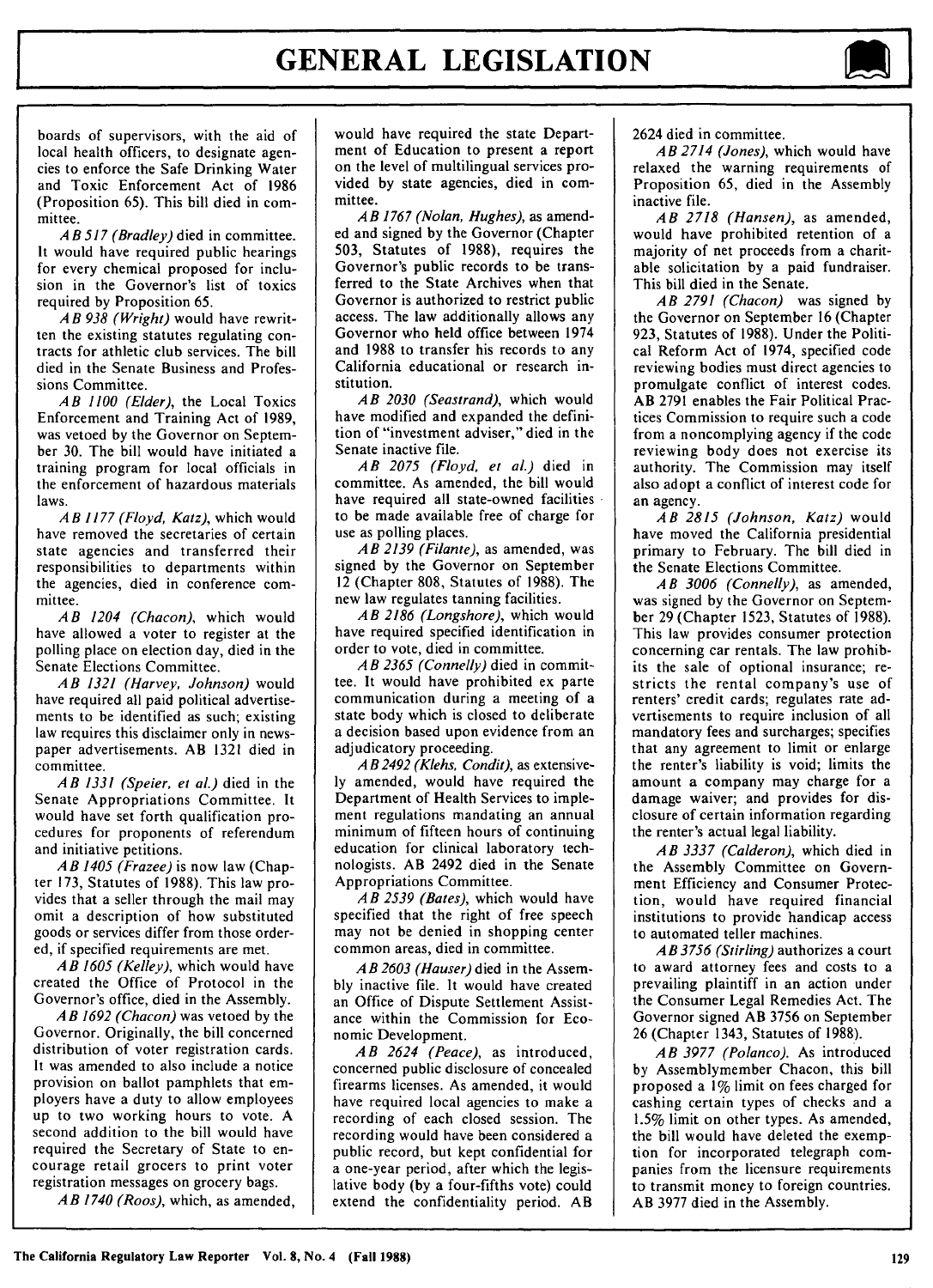boards of supervisors, with the aid of local health officers, to designate agencies to enforce the Safe Drinking Water and Toxic Enforcement Act of 1986 (Proposition 65). This bill died in committee.

*AB 517 (Bradley)* died in committee. It would have required public hearings for every chemical proposed for inclusion in the Governor's list of toxics required by Proposition 65.

*AB 938 (Wright)* would have rewritten the existing statutes regulating contracts for athletic club services. The bill died in the Senate Business and Professions Committee.

*AB 1100 (Elder)*, the Local Toxics Enforcement and Training Act of 1989, was vetoed by the Governor on September 30. The bill would have initiated a training program for local officials in the enforcement of hazardous materials laws.

*AB 1177 (Floyd, Katz)*, which would have removed the secretaries of certain state agencies and transferred their responsibilities to departments within the agencies, died in conference committee.

*AB 1204 (Chacon)*, which would have allowed a voter to register at the polling place on election day, died in the Senate Elections Committee.

*AB 1321 (Harvey, Johnson)* would have required all paid political advertisements to be identified as such; existing law requires this disclaimer only in newspaper advertisements. AB 1321 died in committee.

*AB 1331 (Speier, et al.)* died in the Senate Appropriations Committee. It would have set forth qualification procedures for proponents of referendum and initiative petitions.

*AB 1405 (Frazee)* is now law (Chapter 173, Statutes of 1988). This law provides that a seller through the mail may omit a description of how substituted goods or services differ from those ordered, if specified requirements are met.

*AB 1605 (Kelley)*, which would have created the Office of Protocol in the Governor's office, died in the Assembly.

*AB 1692 (Chacon)* was vetoed by the Governor. Originally, the bill concerned distribution of voter registration cards. It was amended to also include a notice provision on ballot pamphlets that employers have a duty to allow employees up to two working hours to vote. A second addition to the bill would have required the Secretary of State to encourage retail grocers to print voter registration messages on grocery bags.

*AB 1740 (Roos)*, which, as amended, would have required the state Department of Education to present a report on the level of multilingual services provided by state agencies, died in committee.

*AB 1767 (Nolan, Hughes)*, as amended and signed by the Governor (Chapter 503, Statutes of 1988), requires the Governor's public records to be transferred to the State Archives when that Governor is authorized to restrict public access. The law additionally allows any Governor who held office between 1974 and 1988 to transfer his records to any California educational or research institution.

*AB 2030 (Seastrand)*, which would have modified and expanded the definition of "investment adviser," died in the Senate inactive file.

*AB 2075 (Floyd, et al.)* died in committee. As amended, the bill would have required all state-owned facilities to be made available free of charge for use as polling places.

*AB 2139 (Filante)*, as amended, was signed by the Governor on September 12 (Chapter 808, Statutes of 1988). The new law regulates tanning facilities.

*AB 2186 (Longshore)*, which would have required specified identification in order to vote, died in committee.

*AB 2365 (Connelly)* died in committee. It would have prohibited ex parte communication during a meeting of a state body which is closed to deliberate a decision based upon evidence from an adjudicatory proceeding.

*AB 2492 (Klehs, Condit)*, as extensively amended, would have required the Department of Health Services to implement regulations mandating an annual minimum of fifteen hours of continuing education for clinical laboratory technologists. AB 2492 died in the Senate Appropriations Committee.

*AB 2539 (Bates)*, which would have specified that the right of free speech may not be denied in shopping center common areas, died in committee.

*AB 2603 (Hauser)* died in the Assembly inactive file. It would have created an Office of Dispute Settlement Assistance within the Commission for Economic Development.

*AB 2624 (Peace)*, as introduced, concerned public disclosure of concealed firearms licenses. As amended, it would have required local agencies to make a recording of each closed session. The recording would have been considered a public record, but kept confidential for a one-year period, after which the legislative body (by a four-fifths vote) could extend the confidentiality period. AB 2624 died in committee.

*AB 2714 (Jones)*, which would have relaxed the warning requirements of Proposition 65, died in the Assembly inactive file.

*AB 2718 (Hansen)*, as amended, would have prohibited retention of a majority of net proceeds from a charitable solicitation by a paid fundraiser. This bill died in the Senate.

*AB 2791 (Chacon)* was signed by the Governor on September 16 (Chapter 923, Statutes of 1988). Under the Political Reform Act of 1974, specified code reviewing bodies must direct agencies to promulgate conflict of interest codes. AB 2791 enables the Fair Political Practices Commission to require such a code from a noncomplying agency if the code reviewing body does not exercise its authority. The Commission may itself also adopt a conflict of interest code for an agency.

*AB 2815 (Johnson, Katz)* would have moved the California presidential primary to February. The bill died in the Senate Elections Committee.

*AB 3006 (Connelly)*, as amended, was signed by the Governor on September 29 (Chapter 1523, Statutes of 1988). This law provides consumer protection concerning car rentals. The law prohibits the sale of optional insurance; restricts the rental company's use of renters' credit cards; regulates rate advertisements to require inclusion of all mandatory fees and surcharges; specifies that any agreement to limit or enlarge the renter's liability is void; limits the amount a company may charge for a damage waiver; and provides for disclosure of certain information regarding the renter's actual legal liability.

*AB 3337 (Calderon)*, which died in the Assembly Committee on Government Efficiency and Consumer Protection, would have required financial institutions to provide handicap access to automated teller machines.

*AB 3756 (Stirling)* authorizes a court to award attorney fees and costs to a prevailing plaintiff in an action under the Consumer Legal Remedies Act. The Governor signed AB 3756 on September 26 (Chapter 1343, Statutes of 1988).

*AB 3977 (Polanco)*. As introduced by Assemblymember Chacon, this bill proposed a 1% limit on fees charged for cashing certain types of checks and a 1.5% limit on other types. As amended, the bill would have deleted the exemption for incorporated telegraph companies from the licensure requirements to transmit money to foreign countries. AB 3977 died in the Assembly.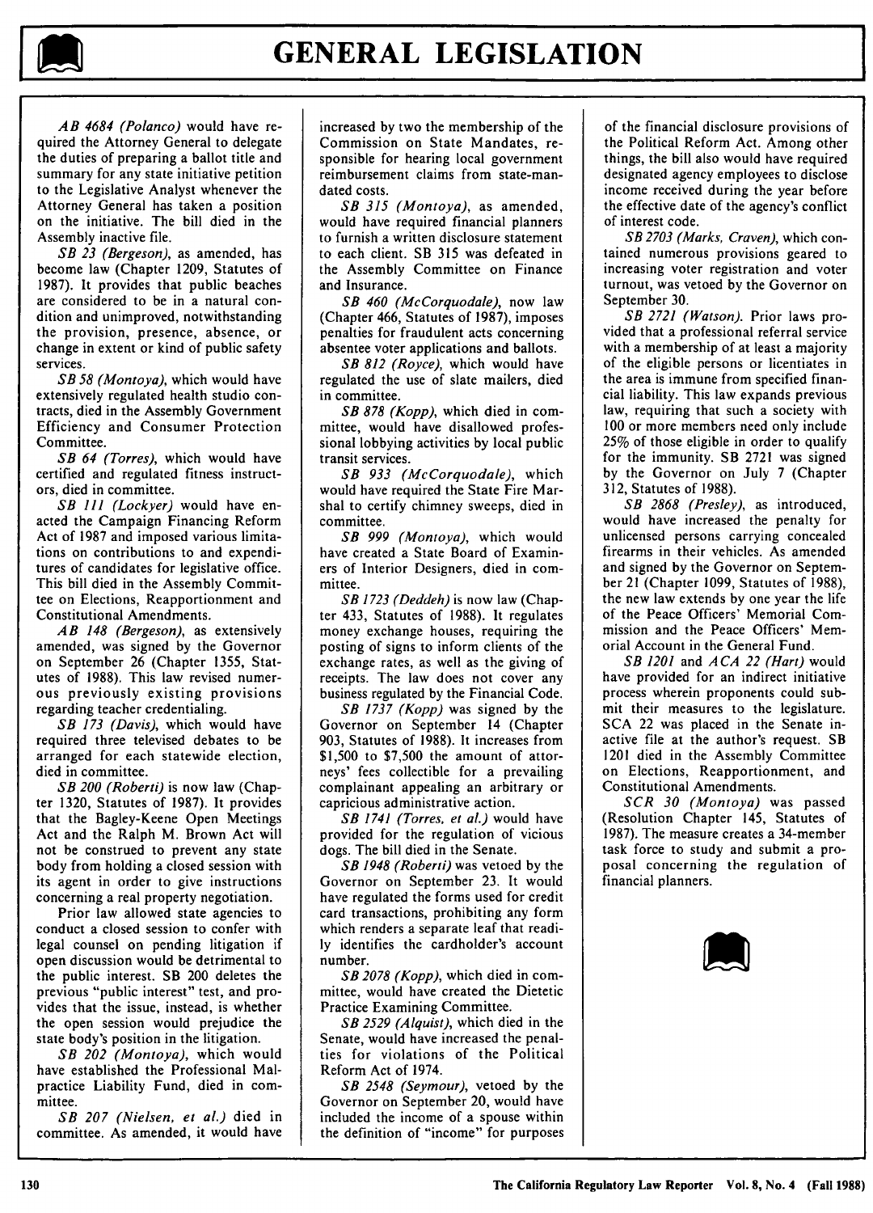# GENERAL LEGISLATION

*AB 4684 (Polanco)* would have required the Attorney General to delegate the duties of preparing a ballot title and summary for any state initiative petition to the Legislative Analyst whenever the Attorney General has taken a position on the initiative. The bill died in the Assembly inactive file.

*SB 23 (Bergeson)*, as amended, has become law (Chapter 1209, Statutes of 1987). It provides that public beaches are considered to be in a natural condition and unimproved, notwithstanding the provision, presence, absence, or change in extent or kind of public safety services.

*SB 58 (Montoya)*, which would have extensively regulated health studio contracts, died in the Assembly Government Efficiency and Consumer Protection Committee.

*SB 64 (Torres)*, which would have certified and regulated fitness instructors, died in committee.

*SB 111 (Lockyer)* would have enacted the Campaign Financing Reform Act of 1987 and imposed various limitations on contributions to and expenditures of candidates for legislative office. This bill died in the Assembly Committee on Elections, Reapportionment and Constitutional Amendments.

*AB 148 (Bergeson)*, as extensively amended, was signed by the Governor on September 26 (Chapter 1355, Statutes of 1988). This law revised numerous previously existing provisions regarding teacher credentialing.

*SB 173 (Davis)*, which would have required three televised debates to be arranged for each statewide election, died in committee.

*SB 200 (Roberti)* is now law (Chapter 1320, Statutes of 1987). It provides that the Bagley-Keene Open Meetings Act and the Ralph M. Brown Act will not be construed to prevent any state body from holding a closed session with its agent in order to give instructions concerning a real property negotiation.

Prior law allowed state agencies to conduct a closed session to confer with legal counsel on pending litigation if open discussion would be detrimental to the public interest. SB 200 deletes the previous "public interest" test, and provides that the issue, instead, is whether the open session would prejudice the state body's position in the litigation.

*SB 202 (Montoya)*, which would have established the Professional Malpractice Liability Fund, died in committee.

*SB 207 (Nielsen, et al.)* died in committee. As amended, it would have increased by two the membership of the Commission on State Mandates, responsible for hearing local government reimbursement claims from state-mandated costs.

*SB 315 (Montoya)*, as amended, would have required financial planners to furnish a written disclosure statement to each client. SB 315 was defeated in the Assembly Committee on Finance and Insurance.

*SB 460 (McCorquodale)*, now law (Chapter 466, Statutes of 1987), imposes penalties for fraudulent acts concerning absentee voter applications and ballots.

*SB 812 (Royce)*, which would have regulated the use of slate mailers, died in committee.

*SB 878 (Kopp)*, which died in committee, would have disallowed professional lobbying activities by local public transit services.

*SB 933 (McCorquodale)*, which would have required the State Fire Marshal to certify chimney sweeps, died in committee.

*SB 999 (Montoya)*, which would have created a State Board of Examiners of Interior Designers, died in committee.

*SB 1723 (Deddeh)* is now law (Chapter 433, Statutes of 1988). It regulates money exchange houses, requiring the posting of signs to inform clients of the exchange rates, as well as the giving of receipts. The law does not cover any business regulated by the Financial Code.

*SB 1737 (Kopp)* was signed by the Governor on September 14 (Chapter 903, Statutes of 1988). It increases from \$1,500 to \$7,500 the amount of attorneys' fees collectible for a prevailing complainant appealing an arbitrary or capricious administrative action.

*SB 1741 (Torres, et al.)* would have provided for the regulation of vicious dogs. The bill died in the Senate.

*SB 1948 (Roberti)* was vetoed by the Governor on September 23. It would have regulated the forms used for credit card transactions, prohibiting any form which renders a separate leaf that readily identifies the cardholder's account number.

*SB 2078 (Kopp)*, which died in committee, would have created the Dietetic Practice Examining Committee.

*SB 2529 (Alquist)*, which died in the Senate, would have increased the penalties for violations of the Political Reform Act of 1974.

*SB 2548 (Seymour)*, vetoed by the Governor on September 20, would have included the income of a spouse within the definition of "income" for purposes of the financial disclosure provisions of the Political Reform Act. Among other things, the bill also would have required designated agency employees to disclose income received during the year before the effective date of the agency's conflict of interest code.

*SB 2703 (Marks, Craven)*, which contained numerous provisions geared to increasing voter registration and voter turnout, was vetoed by the Governor on September 30.

*SB 2721 (Watson).* Prior laws provided that a professional referral service with a membership of at least a majority of the eligible persons or licentiates in the area is immune from specified financial liability. This law expands previous law, requiring that such a society with 100 or more members need only include 25% of those eligible in order to qualify for the immunity. SB 2721 was signed by the Governor on July 7 (Chapter 312, Statutes of 1988).

*SB 2868 (Presley)*, as introduced, would have increased the penalty for unlicensed persons carrying concealed firearms in their vehicles. As amended and signed by the Governor on September 21 (Chapter 1099, Statutes of 1988), the new law extends by one year the life of the Peace Officers' Memorial Commission and the Peace Officers' Memorial Account in the General Fund.

*SB 1201* and *ACA 22 (Hart)* would have provided for an indirect initiative process wherein proponents could submit their measures to the legislature. SCA 22 was placed in the Senate inactive file at the author's request. SB 1201 died in the Assembly Committee on Elections, Reapportionment, and Constitutional Amendments.

*SCR 30 (Montoya)* was passed (Resolution Chapter 145, Statutes of 1987). The measure creates a 34-member task force to study and submit a proposal concerning the regulation of financial planners.